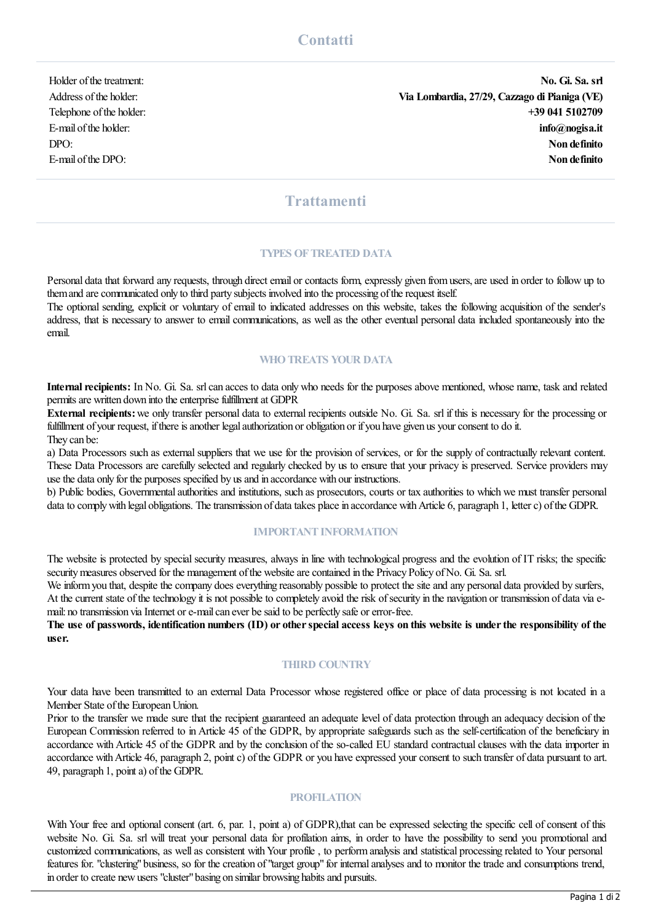## Contatti

| | |
|---|---|
| Holder of the treatment: | **No. Gi. Sa. srl** |
| Address of the holder: | **Via Lombardia, 27/29, Cazzago di Pianiga (VE)** |
| Telephone of the holder: | **+39 041 5102709** |
| E-mail of the holder: | **info@nogisa.it** |
| DPO: | **Non definito** |
| E-mail of the DPO: | **Non definito** |

## Trattamenti

### TYPES OF TREATED DATA

Personal data that forward any requests, through direct email or contacts form, expressly given from users, are used in order to follow up to them and are communicated only to third party subjects involved into the processing of the request itself.
The optional sending, explicit or voluntary of email to indicated addresses on this website, takes the following acquisition of the sender's address, that is necessary to answer to email communications, as well as the other eventual personal data included spontaneously into the email.

### WHO TREATS YOUR DATA

**Internal recipients:** In No. Gi. Sa. srl can acces to data only who needs for the purposes above mentioned, whose name, task and related permits are written down into the enterprise fulfillment at GDPR
**External recipients:** we only transfer personal data to external recipients outside No. Gi. Sa. srl if this is necessary for the processing or fulfillment of your request, if there is another legal authorization or obligation or if you have given us your consent to do it.
They can be:
a) Data Processors such as external suppliers that we use for the provision of services, or for the supply of contractually relevant content. These Data Processors are carefully selected and regularly checked by us to ensure that your privacy is preserved. Service providers may use the data only for the purposes specified by us and in accordance with our instructions.
b) Public bodies, Governmental authorities and institutions, such as prosecutors, courts or tax authorities to which we must transfer personal data to comply with legal obligations. The transmission of data takes place in accordance with Article 6, paragraph 1, letter c) of the GDPR.

### IMPORTANT INFORMATION

The website is protected by special security measures, always in line with technological progress and the evolution of IT risks; the specific security measures observed for the management of the website are contained in the Privacy Policy of No. Gi. Sa. srl.
We inform you that, despite the company does everything reasonably possible to protect the site and any personal data provided by surfers, At the current state of the technology it is not possible to completely avoid the risk of security in the navigation or transmission of data via e-mail: no transmission via Internet or e-mail can ever be said to be perfectly safe or error-free.
**The use of passwords, identification numbers (ID) or other special access keys on this website is under the responsibility of the user.**

### THIRD COUNTRY

Your data have been transmitted to an external Data Processor whose registered office or place of data processing is not located in a Member State of the European Union.
Prior to the transfer we made sure that the recipient guaranteed an adequate level of data protection through an adequacy decision of the European Commission referred to in Article 45 of the GDPR, by appropriate safeguards such as the self-certification of the beneficiary in accordance with Article 45 of the GDPR and by the conclusion of the so-called EU standard contractual clauses with the data importer in accordance with Article 46, paragraph 2, point c) of the GDPR or you have expressed your consent to such transfer of data pursuant to art. 49, paragraph 1, point a) of the GDPR.

### PROFILATION

With Your free and optional consent (art. 6, par. 1, point a) of GDPR),that can be expressed selecting the specific cell of consent of this website No. Gi. Sa. srl will treat your personal data for profilation aims, in order to have the possibility to send you promotional and customized communications, as well as consistent with Your profile , to perform analysis and statistical processing related to Your personal features for. "clustering" business, so for the creation of "target group" for internal analyses and to monitor the trade and consumptions trend, in order to create new users "cluster" basing on similar browsing habits and pursuits.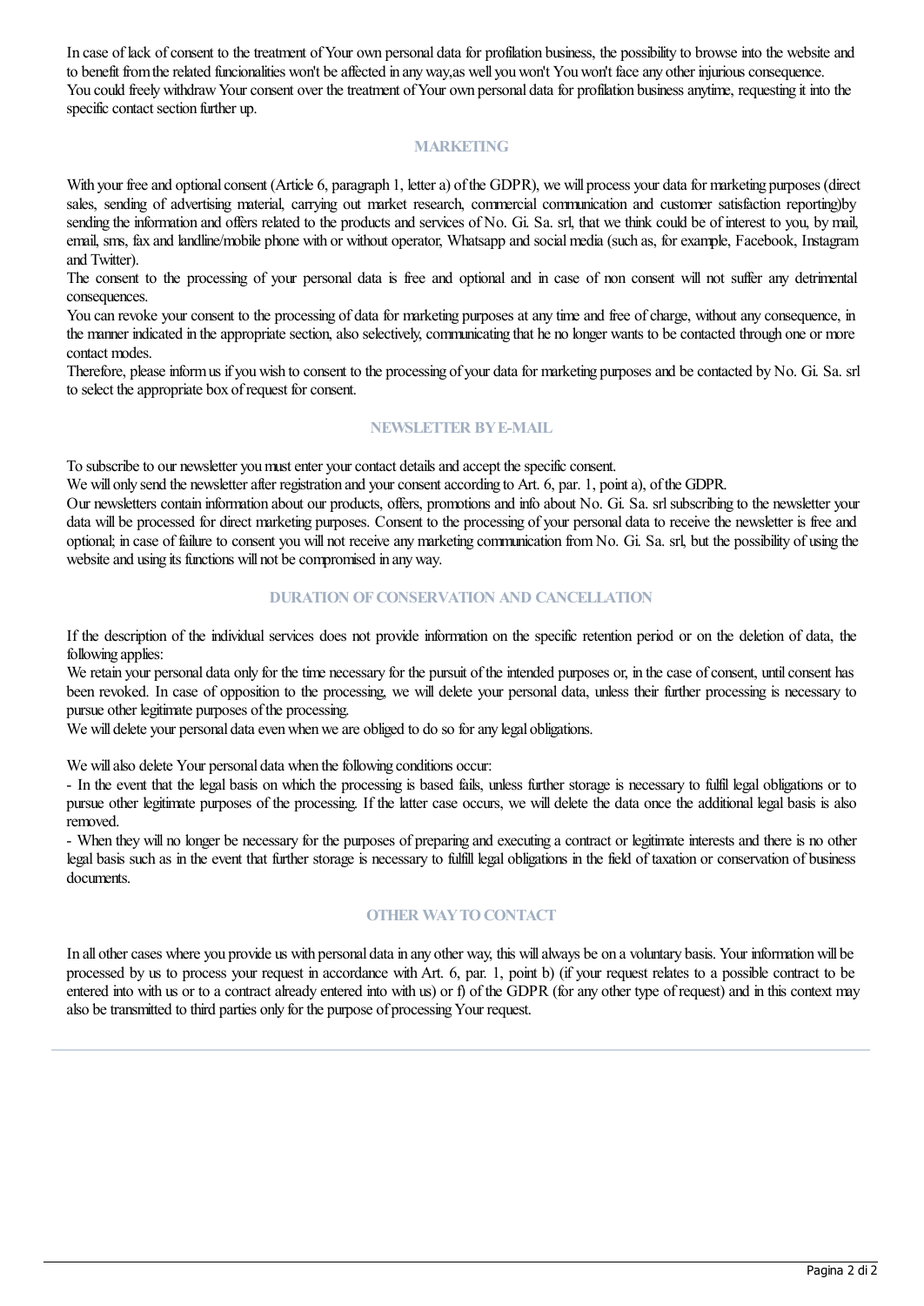In case of lack of consent to the treatment of Your own personal data for profilation business, the possibility to browse into the website and to benefit from the related funcionalities won't be affected in any way,as well you won't You won't face any other injurious consequence. You could freely withdraw Your consent over the treatment of Your own personal data for profilation business anytime, requesting it into the specific contact section further up.

## MARKETING

With your free and optional consent (Article 6, paragraph 1, letter a) of the GDPR), we will process your data for marketing purposes (direct sales, sending of advertising material, carrying out market research, commercial communication and customer satisfaction reporting)by sending the information and offers related to the products and services of No. Gi. Sa. srl, that we think could be of interest to you, by mail, email, sms, fax and landline/mobile phone with or without operator, Whatsapp and social media (such as, for example, Facebook, Instagram and Twitter).
The consent to the processing of your personal data is free and optional and in case of non consent will not suffer any detrimental consequences.
You can revoke your consent to the processing of data for marketing purposes at any time and free of charge, without any consequence, in the manner indicated in the appropriate section, also selectively, communicating that he no longer wants to be contacted through one or more contact modes.
Therefore, please inform us if you wish to consent to the processing of your data for marketing purposes and be contacted by No. Gi. Sa. srl to select the appropriate box of request for consent.

## NEWSLETTER BY E-MAIL

To subscribe to our newsletter you must enter your contact details and accept the specific consent.
We will only send the newsletter after registration and your consent according to Art. 6, par. 1, point a), of the GDPR.
Our newsletters contain information about our products, offers, promotions and info about No. Gi. Sa. srl subscribing to the newsletter your data will be processed for direct marketing purposes. Consent to the processing of your personal data to receive the newsletter is free and optional; in case of failure to consent you will not receive any marketing communication from No. Gi. Sa. srl, but the possibility of using the website and using its functions will not be compromised in any way.

## DURATION OF CONSERVATION AND CANCELLATION

If the description of the individual services does not provide information on the specific retention period or on the deletion of data, the following applies:
We retain your personal data only for the time necessary for the pursuit of the intended purposes or, in the case of consent, until consent has been revoked. In case of opposition to the processing, we will delete your personal data, unless their further processing is necessary to pursue other legitimate purposes of the processing.
We will delete your personal data even when we are obliged to do so for any legal obligations.

We will also delete Your personal data when the following conditions occur:
- In the event that the legal basis on which the processing is based fails, unless further storage is necessary to fulfil legal obligations or to pursue other legitimate purposes of the processing. If the latter case occurs, we will delete the data once the additional legal basis is also removed.
- When they will no longer be necessary for the purposes of preparing and executing a contract or legitimate interests and there is no other legal basis such as in the event that further storage is necessary to fulfill legal obligations in the field of taxation or conservation of business documents.

## OTHER WAY TO CONTACT

In all other cases where you provide us with personal data in any other way, this will always be on a voluntary basis. Your information will be processed by us to process your request in accordance with Art. 6, par. 1, point b) (if your request relates to a possible contract to be entered into with us or to a contract already entered into with us) or f) of the GDPR (for any other type of request) and in this context may also be transmitted to third parties only for the purpose of processing Your request.